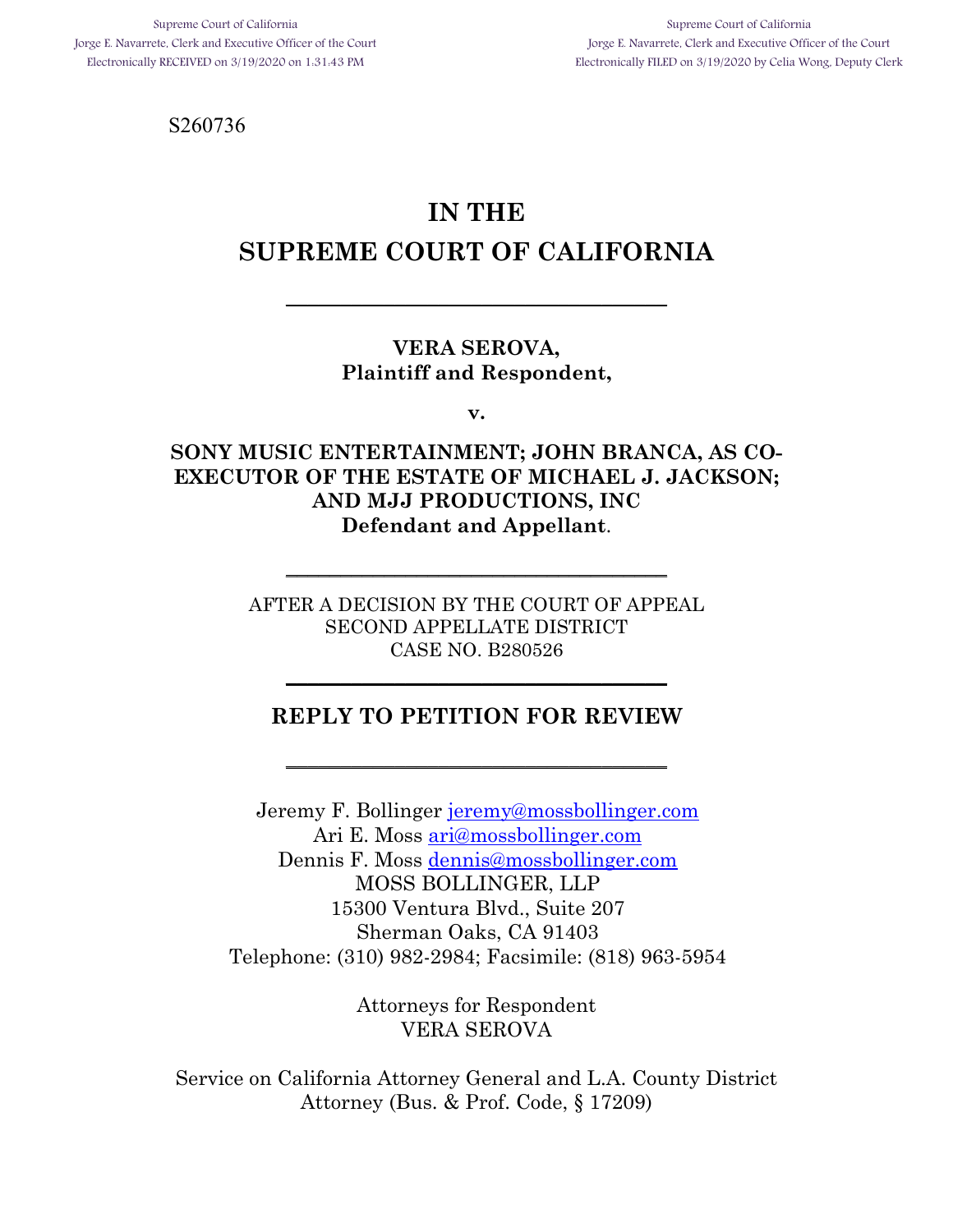Supreme Court of California
Jorge E. Navarrete, Clerk and Executive Officer of the Court
Electronically RECEIVED on 3/19/2020 on 1:31:43 PM

Supreme Court of California
Jorge E. Navarrete, Clerk and Executive Officer of the Court
Electronically FILED on 3/19/2020 by Celia Wong, Deputy Clerk

S260736

# IN THE SUPREME COURT OF CALIFORNIA

---

**VERA SEROVA,**
**Plaintiff and Respondent,**

**v.**

**SONY MUSIC ENTERTAINMENT; JOHN BRANCA, AS CO-EXECUTOR OF THE ESTATE OF MICHAEL J. JACKSON; AND MJJ PRODUCTIONS, INC**
**Defendant and Appellant.**

---

AFTER A DECISION BY THE COURT OF APPEAL
SECOND APPELLATE DISTRICT
CASE NO. B280526

---

## REPLY TO PETITION FOR REVIEW

---

Jeremy F. Bollinger jeremy@mossbollinger.com
Ari E. Moss ari@mossbollinger.com
Dennis F. Moss dennis@mossbollinger.com
MOSS BOLLINGER, LLP
15300 Ventura Blvd., Suite 207
Sherman Oaks, CA 91403
Telephone: (310) 982-2984; Facsimile: (818) 963-5954

Attorneys for Respondent
VERA SEROVA

Service on California Attorney General and L.A. County District Attorney (Bus. & Prof. Code, § 17209)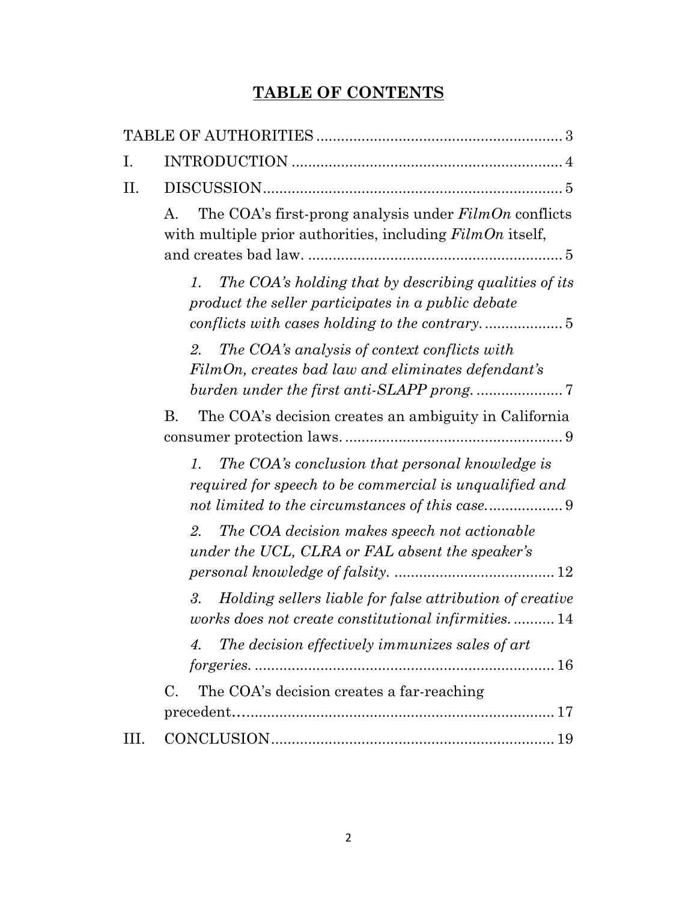# TABLE OF CONTENTS

TABLE OF AUTHORITIES ........................................................ 3

I. INTRODUCTION ........................................................ 4

II. DISCUSSION ........................................................ 5

A. The COA's first-prong analysis under *FilmOn* conflicts with multiple prior authorities, including *FilmOn* itself, and creates bad law. ........................................................ 5

*1. The COA's holding that by describing qualities of its product the seller participates in a public debate conflicts with cases holding to the contrary.* ........................................................ 5

*2. The COA's analysis of context conflicts with FilmOn, creates bad law and eliminates defendant's burden under the first anti-SLAPP prong.* ........................................................ 7

B. The COA's decision creates an ambiguity in California consumer protection laws. ........................................................ 9

*1. The COA's conclusion that personal knowledge is required for speech to be commercial is unqualified and not limited to the circumstances of this case.* ........................................................ 9

*2. The COA decision makes speech not actionable under the UCL, CLRA or FAL absent the speaker's personal knowledge of falsity.* ........................................................ 12

*3. Holding sellers liable for false attribution of creative works does not create constitutional infirmities.* ........................................................ 14

*4. The decision effectively immunizes sales of art forgeries.* ........................................................ 16

C. The COA's decision creates a far-reaching precedent ........................................................ 17

III. CONCLUSION ........................................................ 19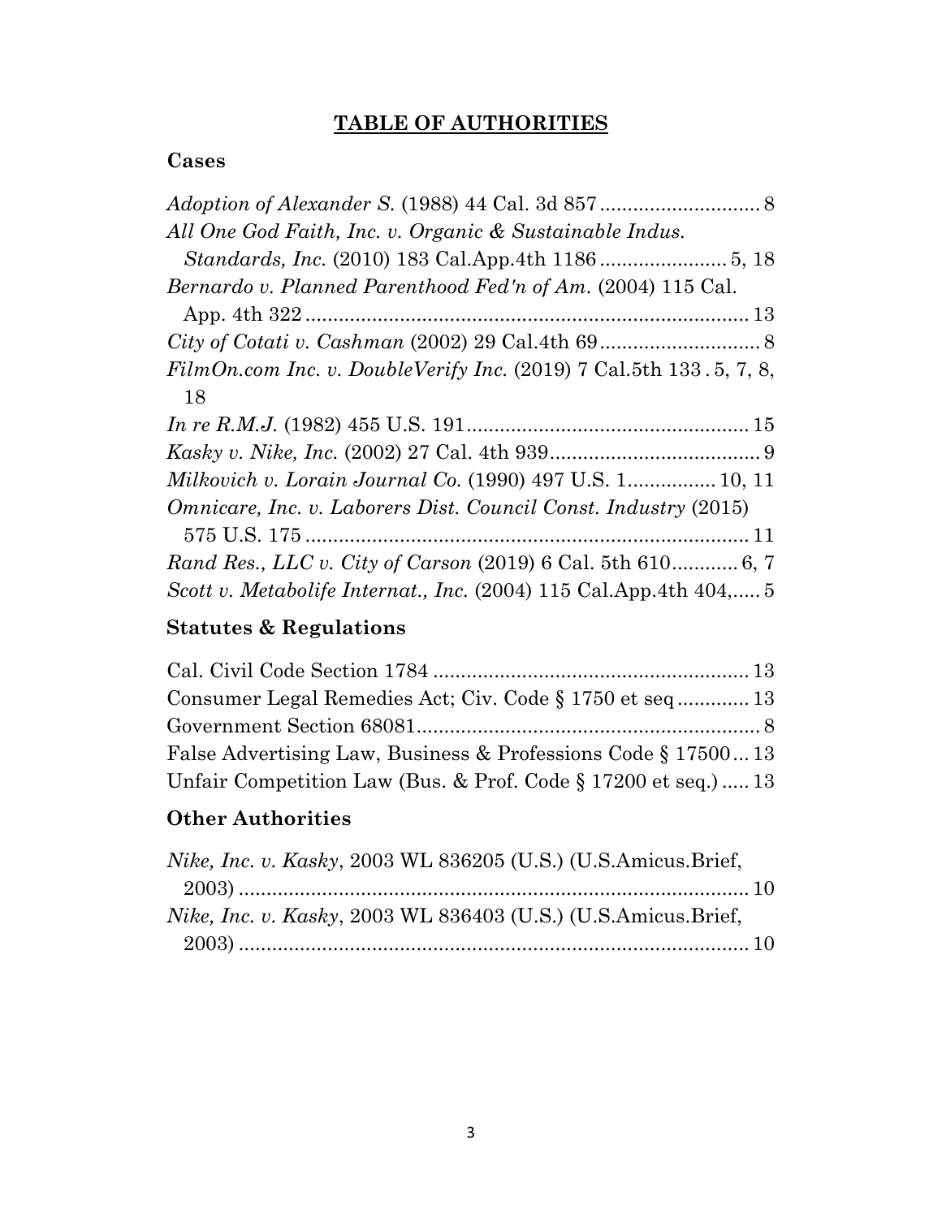## TABLE OF AUTHORITIES

### Cases

*Adoption of Alexander S.* (1988) 44 Cal. 3d 857 .............................. 8

*All One God Faith, Inc. v. Organic & Sustainable Indus. Standards, Inc.* (2010) 183 Cal.App.4th 1186 ....................... 5, 18

*Bernardo v. Planned Parenthood Fed'n of Am.* (2004) 115 Cal. App. 4th 322 ................................................................................ 13

*City of Cotati v. Cashman* (2002) 29 Cal.4th 69 ............................. 8

*FilmOn.com Inc. v. DoubleVerify Inc.* (2019) 7 Cal.5th 133 . 5, 7, 8, 18

*In re R.M.J.* (1982) 455 U.S. 191 .................................................. 15

*Kasky v. Nike, Inc.* (2002) 27 Cal. 4th 939 ...................................... 9

*Milkovich v. Lorain Journal Co.* (1990) 497 U.S. 1 ................ 10, 11

*Omnicare, Inc. v. Laborers Dist. Council Const. Industry* (2015) 575 U.S. 175 ................................................................................ 11

*Rand Res., LLC v. City of Carson* (2019) 6 Cal. 5th 610 ............ 6, 7

*Scott v. Metabolife Internat., Inc.* (2004) 115 Cal.App.4th 404, ..... 5

### Statutes & Regulations

Cal. Civil Code Section 1784 ......................................................... 13

Consumer Legal Remedies Act; Civ. Code § 1750 et seq ............. 13

Government Section 68081 ............................................................. 8

False Advertising Law, Business & Professions Code § 17500 ... 13

Unfair Competition Law (Bus. & Prof. Code § 17200 et seq.) ..... 13

### Other Authorities

*Nike, Inc. v. Kasky*, 2003 WL 836205 (U.S.) (U.S.Amicus.Brief, 2003) ............................................................................................. 10

*Nike, Inc. v. Kasky*, 2003 WL 836403 (U.S.) (U.S.Amicus.Brief, 2003) ............................................................................................. 10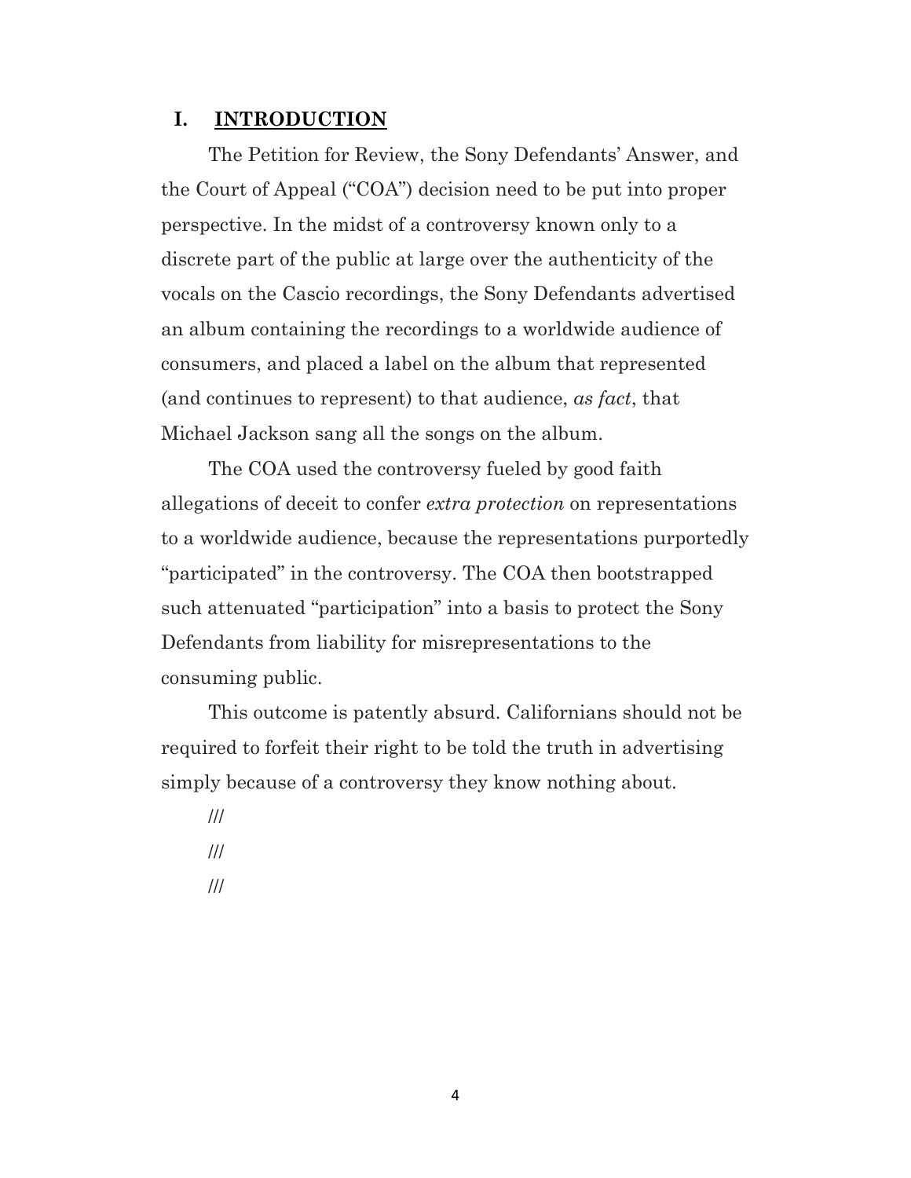## I. **INTRODUCTION**

The Petition for Review, the Sony Defendants' Answer, and the Court of Appeal ("COA") decision need to be put into proper perspective. In the midst of a controversy known only to a discrete part of the public at large over the authenticity of the vocals on the Cascio recordings, the Sony Defendants advertised an album containing the recordings to a worldwide audience of consumers, and placed a label on the album that represented (and continues to represent) to that audience, *as fact*, that Michael Jackson sang all the songs on the album.

The COA used the controversy fueled by good faith allegations of deceit to confer *extra protection* on representations to a worldwide audience, because the representations purportedly "participated" in the controversy. The COA then bootstrapped such attenuated "participation" into a basis to protect the Sony Defendants from liability for misrepresentations to the consuming public.

This outcome is patently absurd. Californians should not be required to forfeit their right to be told the truth in advertising simply because of a controversy they know nothing about.

///

///

///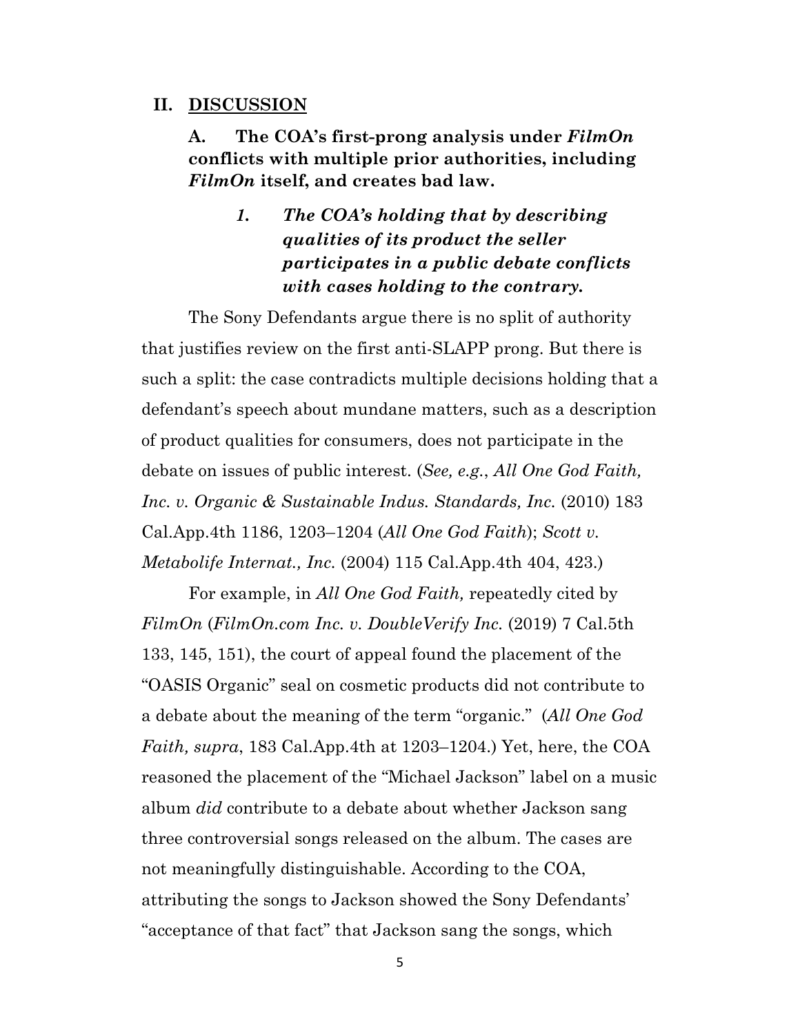## II. DISCUSSION

### A. The COA's first-prong analysis under *FilmOn* conflicts with multiple prior authorities, including *FilmOn* itself, and creates bad law.

#### *1. The COA's holding that by describing qualities of its product the seller participates in a public debate conflicts with cases holding to the contrary.*

The Sony Defendants argue there is no split of authority that justifies review on the first anti-SLAPP prong. But there is such a split: the case contradicts multiple decisions holding that a defendant's speech about mundane matters, such as a description of product qualities for consumers, does not participate in the debate on issues of public interest. (*See, e.g.*, *All One God Faith, Inc. v. Organic & Sustainable Indus. Standards, Inc.* (2010) 183 Cal.App.4th 1186, 1203–1204 (*All One God Faith*); *Scott v. Metabolife Internat., Inc.* (2004) 115 Cal.App.4th 404, 423.)

For example, in *All One God Faith,* repeatedly cited by *FilmOn* (*FilmOn.com Inc. v. DoubleVerify Inc.* (2019) 7 Cal.5th 133, 145, 151), the court of appeal found the placement of the "OASIS Organic" seal on cosmetic products did not contribute to a debate about the meaning of the term "organic." (*All One God Faith, supra*, 183 Cal.App.4th at 1203–1204.) Yet, here, the COA reasoned the placement of the "Michael Jackson" label on a music album *did* contribute to a debate about whether Jackson sang three controversial songs released on the album. The cases are not meaningfully distinguishable. According to the COA, attributing the songs to Jackson showed the Sony Defendants' "acceptance of that fact" that Jackson sang the songs, which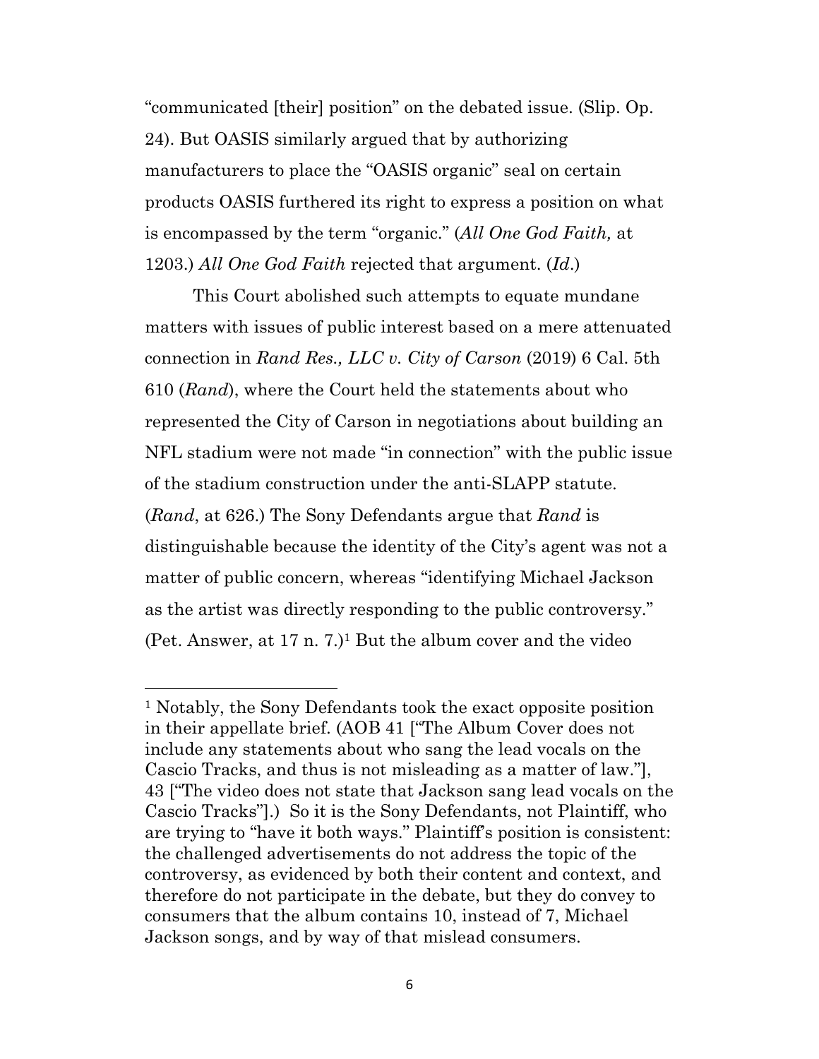"communicated [their] position" on the debated issue. (Slip. Op. 24). But OASIS similarly argued that by authorizing manufacturers to place the "OASIS organic" seal on certain products OASIS furthered its right to express a position on what is encompassed by the term "organic." (*All One God Faith,* at 1203.) *All One God Faith* rejected that argument. (*Id*.)

This Court abolished such attempts to equate mundane matters with issues of public interest based on a mere attenuated connection in *Rand Res., LLC v. City of Carson* (2019) 6 Cal. 5th 610 (*Rand*), where the Court held the statements about who represented the City of Carson in negotiations about building an NFL stadium were not made "in connection" with the public issue of the stadium construction under the anti-SLAPP statute. (*Rand*, at 626.) The Sony Defendants argue that *Rand* is distinguishable because the identity of the City's agent was not a matter of public concern, whereas "identifying Michael Jackson as the artist was directly responding to the public controversy." (Pet. Answer, at 17 n. 7.)[1] But the album cover and the video

---

[1] Notably, the Sony Defendants took the exact opposite position in their appellate brief. (AOB 41 ["The Album Cover does not include any statements about who sang the lead vocals on the Cascio Tracks, and thus is not misleading as a matter of law."], 43 ["The video does not state that Jackson sang lead vocals on the Cascio Tracks"].) So it is the Sony Defendants, not Plaintiff, who are trying to "have it both ways." Plaintiff's position is consistent: the challenged advertisements do not address the topic of the controversy, as evidenced by both their content and context, and therefore do not participate in the debate, but they do convey to consumers that the album contains 10, instead of 7, Michael Jackson songs, and by way of that mislead consumers.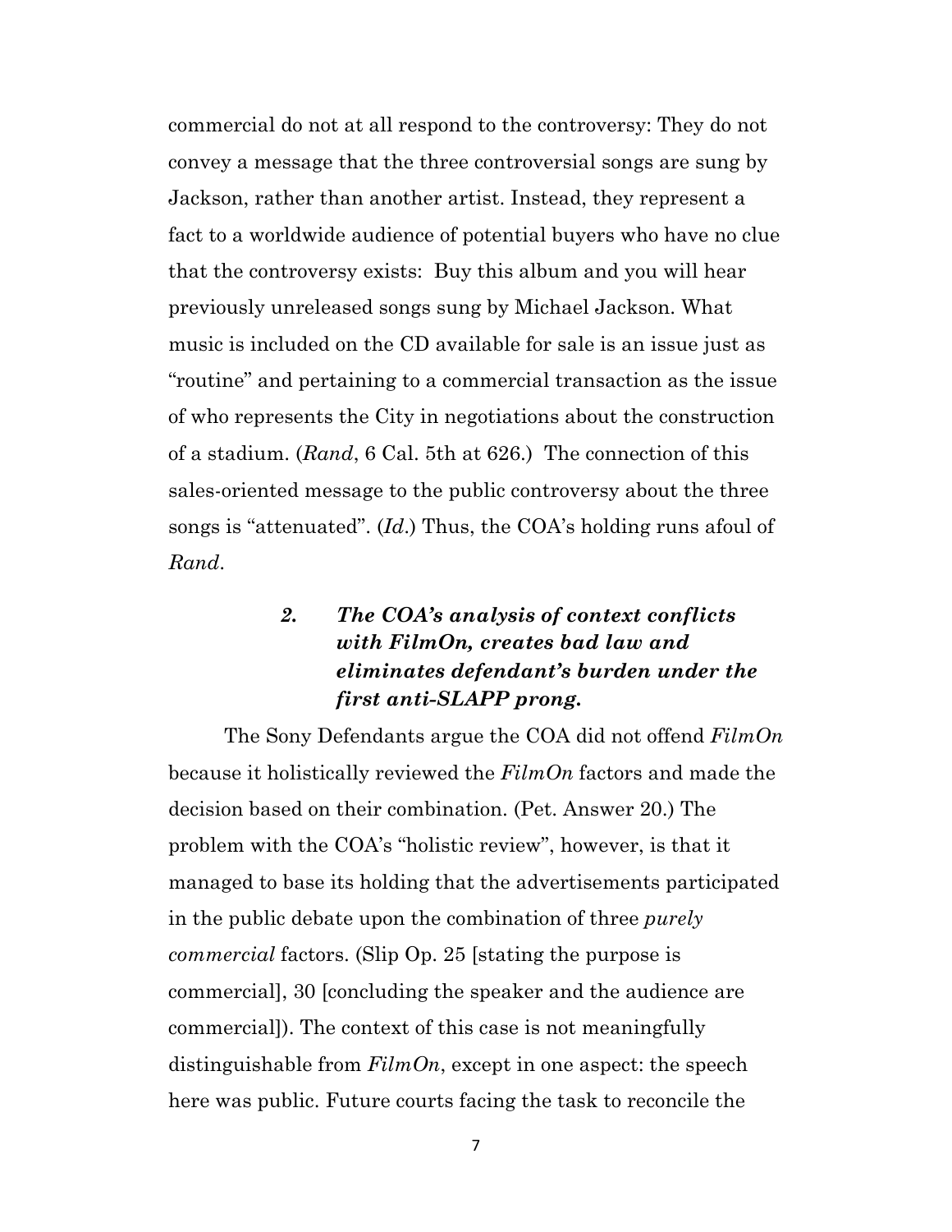commercial do not at all respond to the controversy: They do not convey a message that the three controversial songs are sung by Jackson, rather than another artist. Instead, they represent a fact to a worldwide audience of potential buyers who have no clue that the controversy exists: Buy this album and you will hear previously unreleased songs sung by Michael Jackson. What music is included on the CD available for sale is an issue just as "routine" and pertaining to a commercial transaction as the issue of who represents the City in negotiations about the construction of a stadium. (*Rand*, 6 Cal. 5th at 626.) The connection of this sales-oriented message to the public controversy about the three songs is "attenuated". (*Id*.) Thus, the COA's holding runs afoul of *Rand*.

### *2. The COA's analysis of context conflicts with FilmOn, creates bad law and eliminates defendant's burden under the first anti-SLAPP prong.*

The Sony Defendants argue the COA did not offend *FilmOn* because it holistically reviewed the *FilmOn* factors and made the decision based on their combination. (Pet. Answer 20.) The problem with the COA's "holistic review", however, is that it managed to base its holding that the advertisements participated in the public debate upon the combination of three *purely commercial* factors. (Slip Op. 25 [stating the purpose is commercial], 30 [concluding the speaker and the audience are commercial]). The context of this case is not meaningfully distinguishable from *FilmOn*, except in one aspect: the speech here was public. Future courts facing the task to reconcile the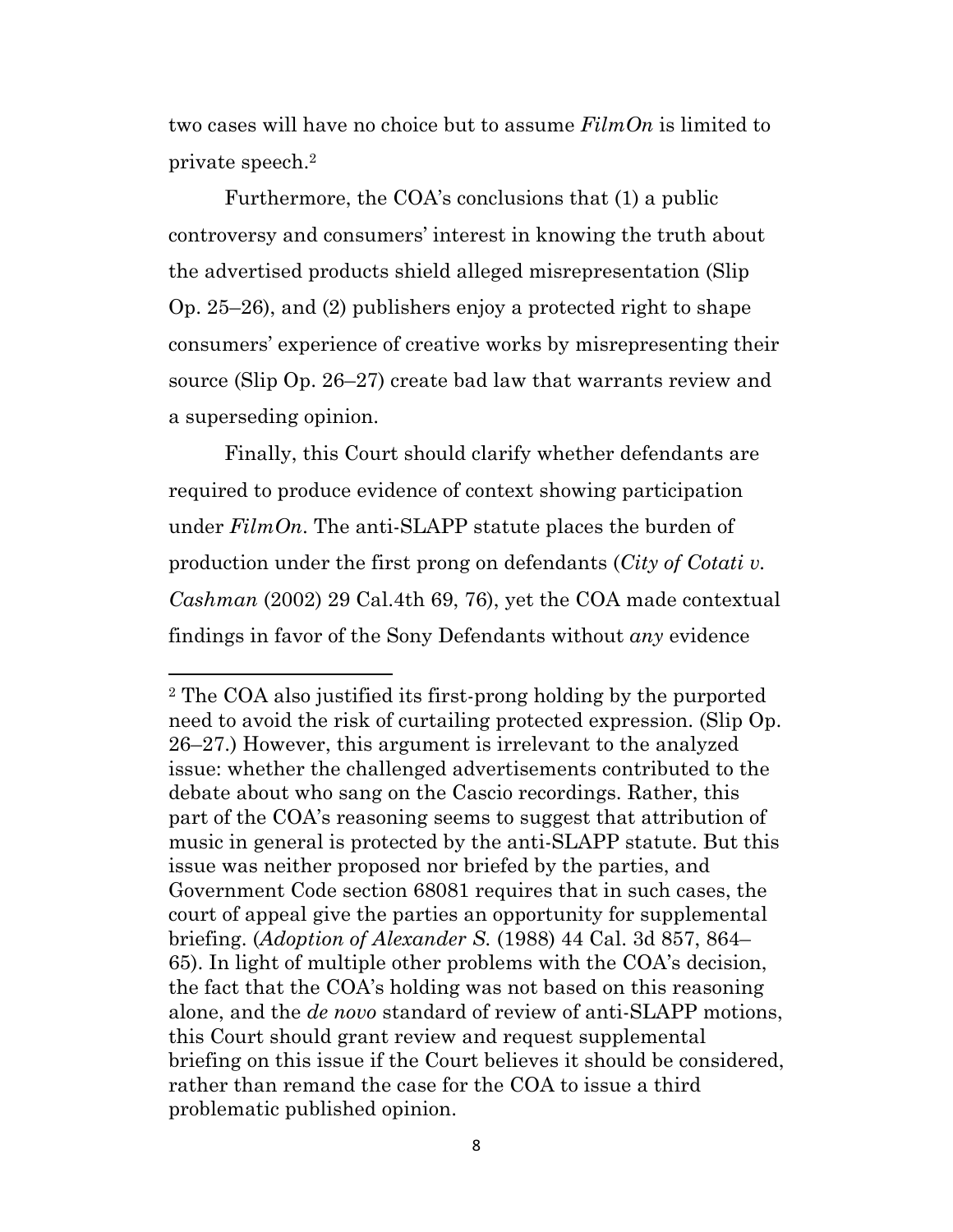two cases will have no choice but to assume *FilmOn* is limited to private speech.[2]

Furthermore, the COA's conclusions that (1) a public controversy and consumers' interest in knowing the truth about the advertised products shield alleged misrepresentation (Slip Op. 25–26), and (2) publishers enjoy a protected right to shape consumers' experience of creative works by misrepresenting their source (Slip Op. 26–27) create bad law that warrants review and a superseding opinion.

Finally, this Court should clarify whether defendants are required to produce evidence of context showing participation under *FilmOn*. The anti-SLAPP statute places the burden of production under the first prong on defendants (*City of Cotati v. Cashman* (2002) 29 Cal.4th 69, 76), yet the COA made contextual findings in favor of the Sony Defendants without *any* evidence

---

[2] The COA also justified its first-prong holding by the purported need to avoid the risk of curtailing protected expression. (Slip Op. 26–27.) However, this argument is irrelevant to the analyzed issue: whether the challenged advertisements contributed to the debate about who sang on the Cascio recordings. Rather, this part of the COA's reasoning seems to suggest that attribution of music in general is protected by the anti-SLAPP statute. But this issue was neither proposed nor briefed by the parties, and Government Code section 68081 requires that in such cases, the court of appeal give the parties an opportunity for supplemental briefing. (*Adoption of Alexander S.* (1988) 44 Cal. 3d 857, 864–65). In light of multiple other problems with the COA's decision, the fact that the COA's holding was not based on this reasoning alone, and the *de novo* standard of review of anti-SLAPP motions, this Court should grant review and request supplemental briefing on this issue if the Court believes it should be considered, rather than remand the case for the COA to issue a third problematic published opinion.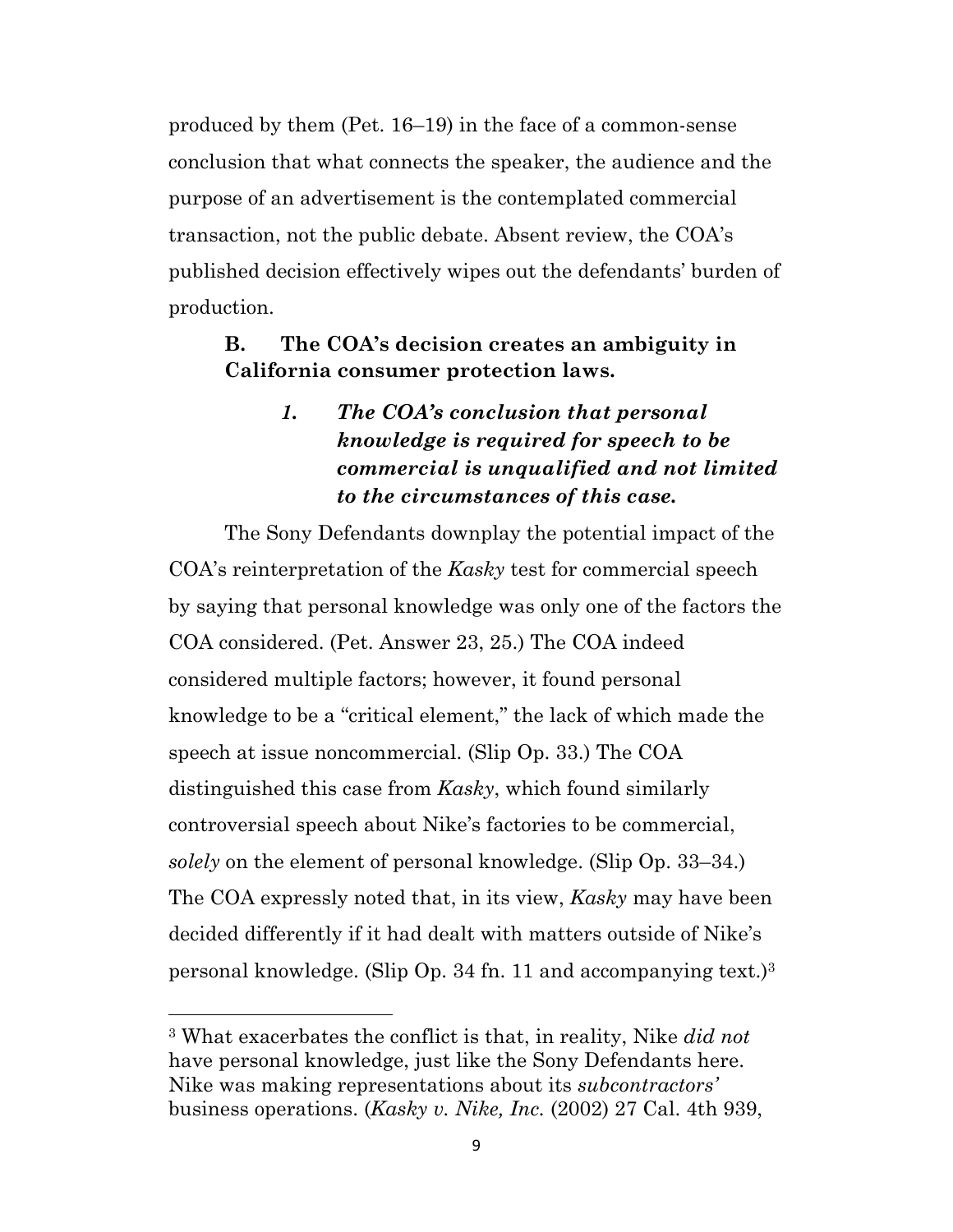produced by them (Pet. 16–19) in the face of a common-sense conclusion that what connects the speaker, the audience and the purpose of an advertisement is the contemplated commercial transaction, not the public debate. Absent review, the COA's published decision effectively wipes out the defendants' burden of production.

### B. The COA's decision creates an ambiguity in California consumer protection laws.

#### *1. The COA's conclusion that personal knowledge is required for speech to be commercial is unqualified and not limited to the circumstances of this case.*

The Sony Defendants downplay the potential impact of the COA's reinterpretation of the *Kasky* test for commercial speech by saying that personal knowledge was only one of the factors the COA considered. (Pet. Answer 23, 25.) The COA indeed considered multiple factors; however, it found personal knowledge to be a "critical element," the lack of which made the speech at issue noncommercial. (Slip Op. 33.) The COA distinguished this case from *Kasky*, which found similarly controversial speech about Nike's factories to be commercial, *solely* on the element of personal knowledge. (Slip Op. 33–34.) The COA expressly noted that, in its view, *Kasky* may have been decided differently if it had dealt with matters outside of Nike's personal knowledge. (Slip Op. 34 fn. 11 and accompanying text.)[3]

---

[3] What exacerbates the conflict is that, in reality, Nike *did not* have personal knowledge, just like the Sony Defendants here. Nike was making representations about its *subcontractors'* business operations. (*Kasky v. Nike, Inc.* (2002) 27 Cal. 4th 939,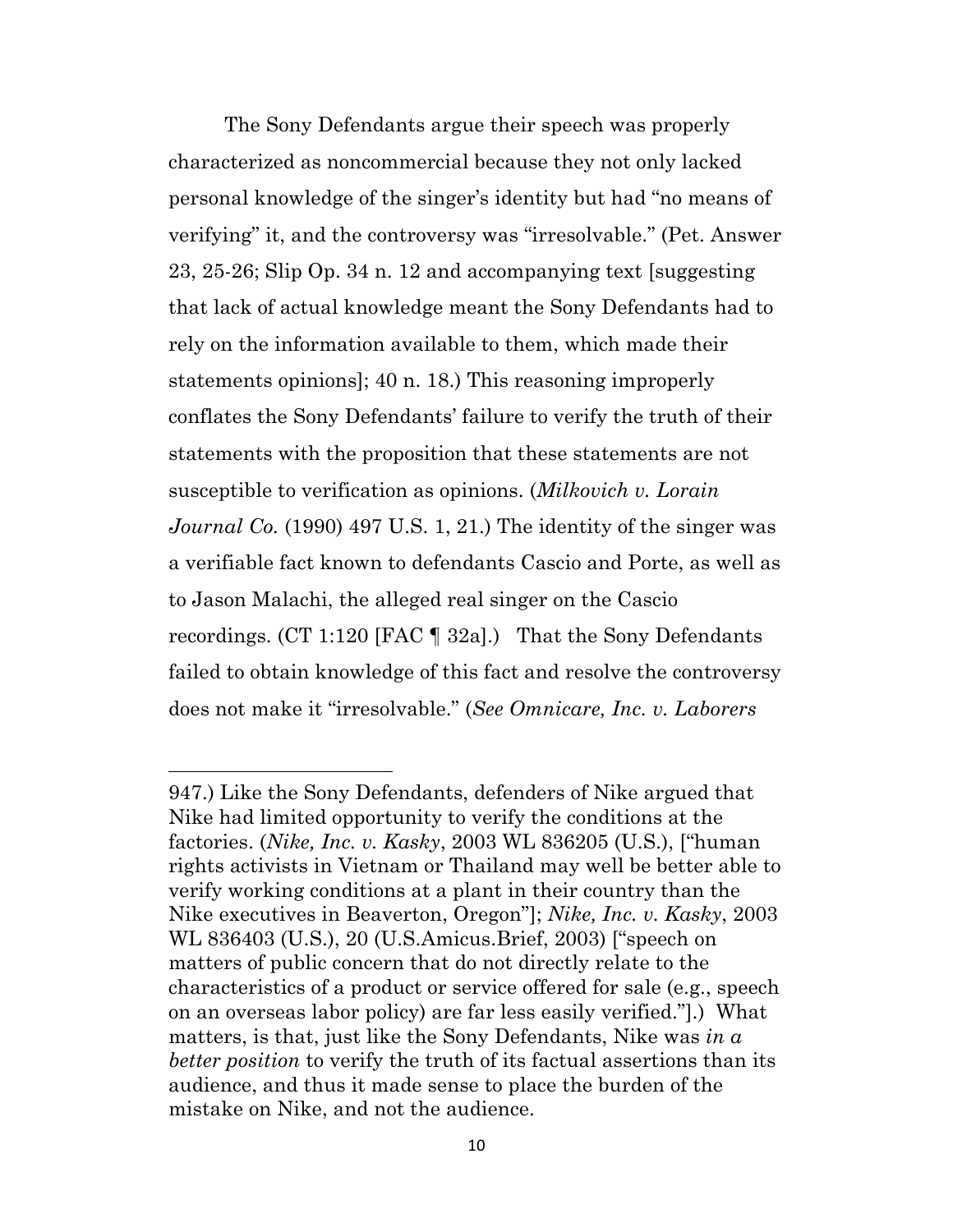The Sony Defendants argue their speech was properly characterized as noncommercial because they not only lacked personal knowledge of the singer's identity but had "no means of verifying" it, and the controversy was "irresolvable." (Pet. Answer 23, 25-26; Slip Op. 34 n. 12 and accompanying text [suggesting that lack of actual knowledge meant the Sony Defendants had to rely on the information available to them, which made their statements opinions]; 40 n. 18.) This reasoning improperly conflates the Sony Defendants' failure to verify the truth of their statements with the proposition that these statements are not susceptible to verification as opinions. (*Milkovich v. Lorain Journal Co.* (1990) 497 U.S. 1, 21.) The identity of the singer was a verifiable fact known to defendants Cascio and Porte, as well as to Jason Malachi, the alleged real singer on the Cascio recordings. (CT 1:120 [FAC ¶ 32a].) That the Sony Defendants failed to obtain knowledge of this fact and resolve the controversy does not make it "irresolvable." (*See Omnicare, Inc. v. Laborers*

---

947.) Like the Sony Defendants, defenders of Nike argued that Nike had limited opportunity to verify the conditions at the factories. (*Nike, Inc. v. Kasky*, 2003 WL 836205 (U.S.), ["human rights activists in Vietnam or Thailand may well be better able to verify working conditions at a plant in their country than the Nike executives in Beaverton, Oregon"]; *Nike, Inc. v. Kasky*, 2003 WL 836403 (U.S.), 20 (U.S.Amicus.Brief, 2003) ["speech on matters of public concern that do not directly relate to the characteristics of a product or service offered for sale (e.g., speech on an overseas labor policy) are far less easily verified."].) What matters, is that, just like the Sony Defendants, Nike was *in a better position* to verify the truth of its factual assertions than its audience, and thus it made sense to place the burden of the mistake on Nike, and not the audience.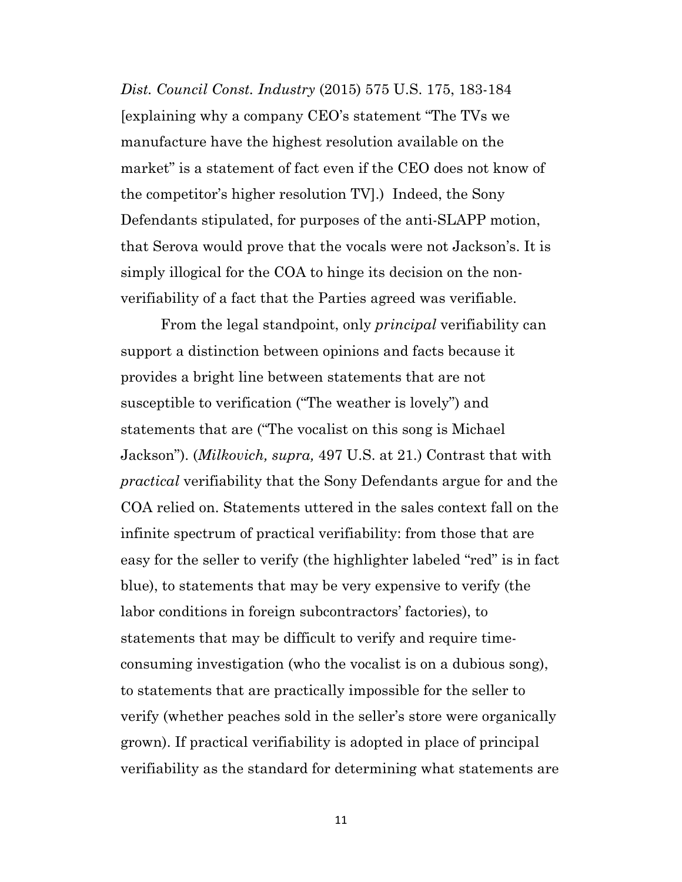*Dist. Council Const. Industry* (2015) 575 U.S. 175, 183-184 [explaining why a company CEO's statement "The TVs we manufacture have the highest resolution available on the market" is a statement of fact even if the CEO does not know of the competitor's higher resolution TV].) Indeed, the Sony Defendants stipulated, for purposes of the anti-SLAPP motion, that Serova would prove that the vocals were not Jackson's. It is simply illogical for the COA to hinge its decision on the non-verifiability of a fact that the Parties agreed was verifiable.

From the legal standpoint, only *principal* verifiability can support a distinction between opinions and facts because it provides a bright line between statements that are not susceptible to verification ("The weather is lovely") and statements that are ("The vocalist on this song is Michael Jackson"). (*Milkovich, supra,* 497 U.S. at 21.) Contrast that with *practical* verifiability that the Sony Defendants argue for and the COA relied on. Statements uttered in the sales context fall on the infinite spectrum of practical verifiability: from those that are easy for the seller to verify (the highlighter labeled "red" is in fact blue), to statements that may be very expensive to verify (the labor conditions in foreign subcontractors' factories), to statements that may be difficult to verify and require time-consuming investigation (who the vocalist is on a dubious song), to statements that are practically impossible for the seller to verify (whether peaches sold in the seller's store were organically grown). If practical verifiability is adopted in place of principal verifiability as the standard for determining what statements are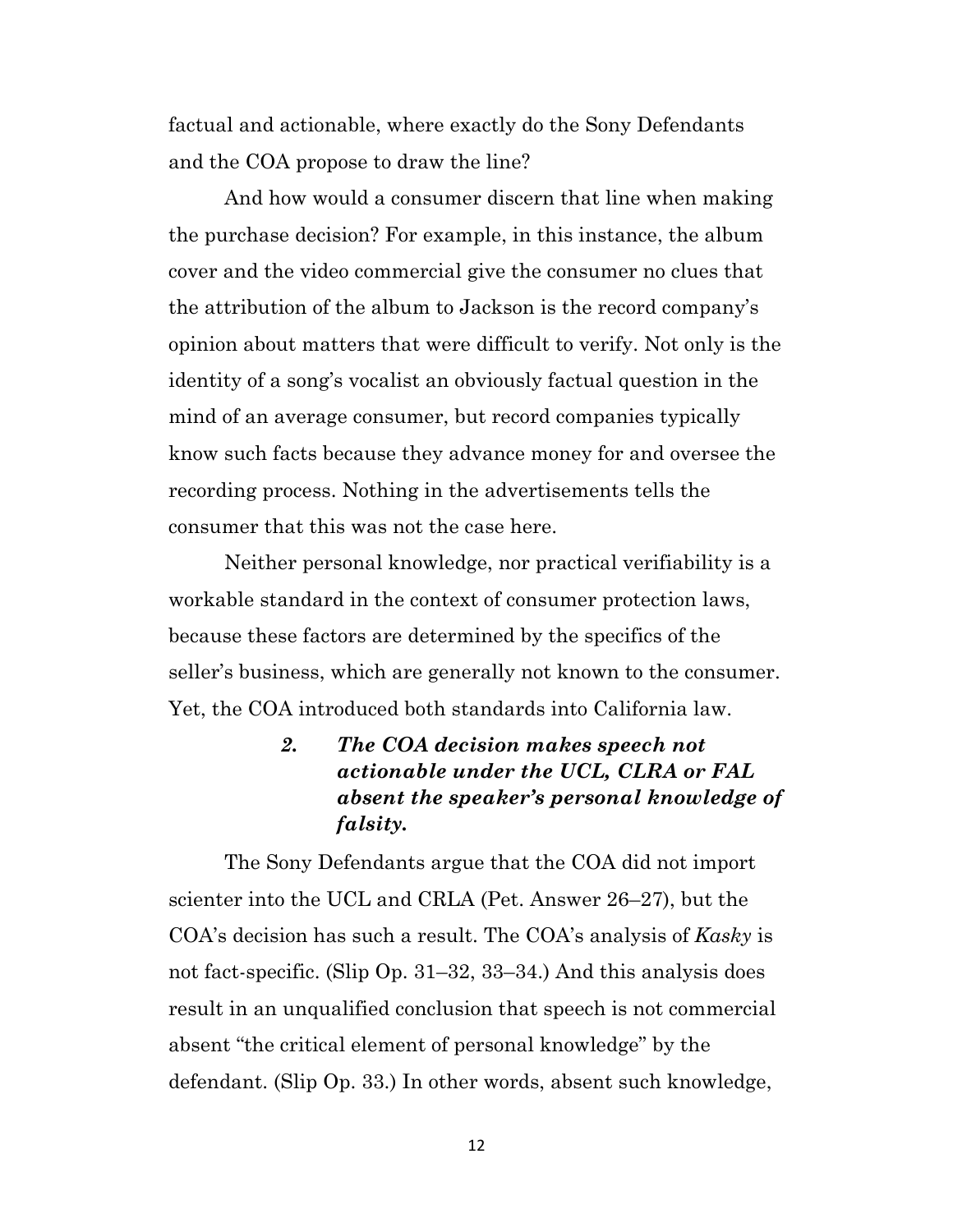factual and actionable, where exactly do the Sony Defendants and the COA propose to draw the line?

And how would a consumer discern that line when making the purchase decision? For example, in this instance, the album cover and the video commercial give the consumer no clues that the attribution of the album to Jackson is the record company's opinion about matters that were difficult to verify. Not only is the identity of a song's vocalist an obviously factual question in the mind of an average consumer, but record companies typically know such facts because they advance money for and oversee the recording process. Nothing in the advertisements tells the consumer that this was not the case here.

Neither personal knowledge, nor practical verifiability is a workable standard in the context of consumer protection laws, because these factors are determined by the specifics of the seller's business, which are generally not known to the consumer. Yet, the COA introduced both standards into California law.

> ***2. The COA decision makes speech not actionable under the UCL, CLRA or FAL absent the speaker's personal knowledge of falsity.***

The Sony Defendants argue that the COA did not import scienter into the UCL and CRLA (Pet. Answer 26–27), but the COA's decision has such a result. The COA's analysis of *Kasky* is not fact-specific. (Slip Op. 31–32, 33–34.) And this analysis does result in an unqualified conclusion that speech is not commercial absent "the critical element of personal knowledge" by the defendant. (Slip Op. 33.) In other words, absent such knowledge,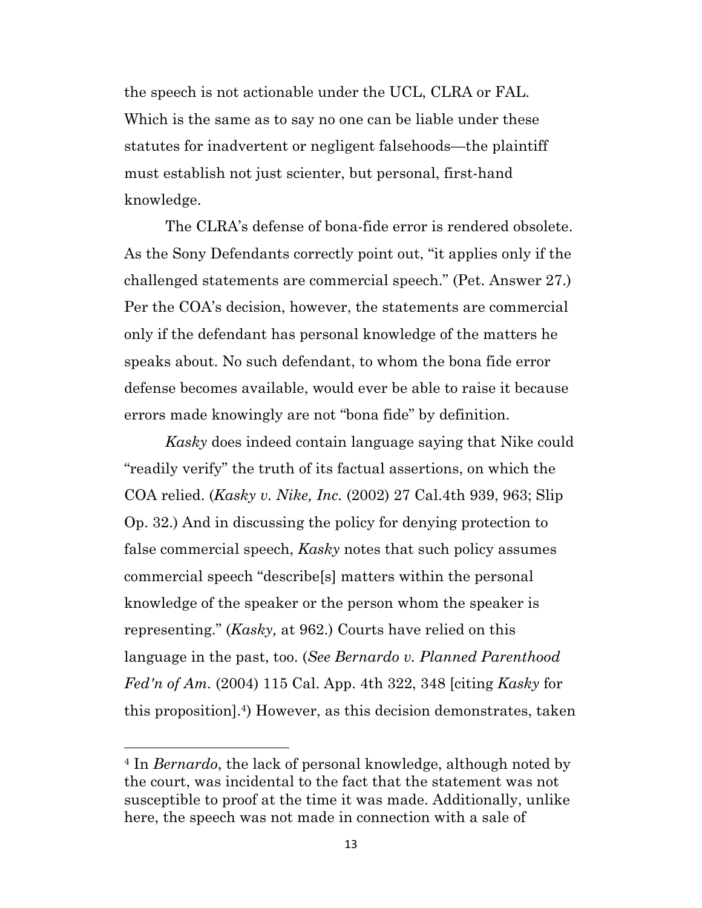the speech is not actionable under the UCL, CLRA or FAL. Which is the same as to say no one can be liable under these statutes for inadvertent or negligent falsehoods—the plaintiff must establish not just scienter, but personal, first-hand knowledge.

The CLRA's defense of bona-fide error is rendered obsolete. As the Sony Defendants correctly point out, "it applies only if the challenged statements are commercial speech." (Pet. Answer 27.) Per the COA's decision, however, the statements are commercial only if the defendant has personal knowledge of the matters he speaks about. No such defendant, to whom the bona fide error defense becomes available, would ever be able to raise it because errors made knowingly are not "bona fide" by definition.

*Kasky* does indeed contain language saying that Nike could "readily verify" the truth of its factual assertions, on which the COA relied. (*Kasky v. Nike, Inc.* (2002) 27 Cal.4th 939, 963; Slip Op. 32.) And in discussing the policy for denying protection to false commercial speech, *Kasky* notes that such policy assumes commercial speech "describe[s] matters within the personal knowledge of the speaker or the person whom the speaker is representing." (*Kasky,* at 962.) Courts have relied on this language in the past, too. (*See Bernardo v. Planned Parenthood Fed'n of Am.* (2004) 115 Cal. App. 4th 322, 348 [citing *Kasky* for this proposition].[4]) However, as this decision demonstrates, taken

[4] In *Bernardo*, the lack of personal knowledge, although noted by the court, was incidental to the fact that the statement was not susceptible to proof at the time it was made. Additionally, unlike here, the speech was not made in connection with a sale of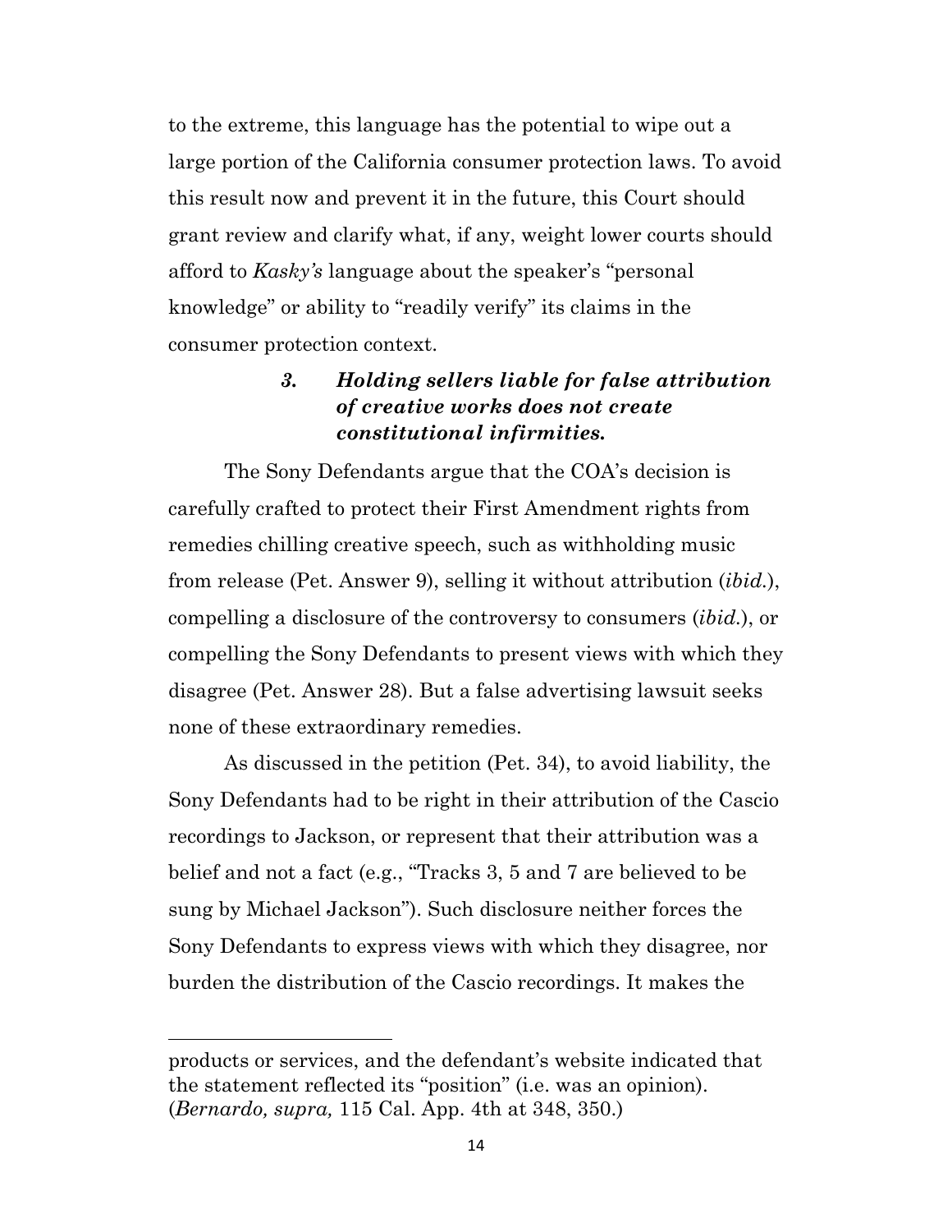to the extreme, this language has the potential to wipe out a large portion of the California consumer protection laws. To avoid this result now and prevent it in the future, this Court should grant review and clarify what, if any, weight lower courts should afford to *Kasky's* language about the speaker's "personal knowledge" or ability to "readily verify" its claims in the consumer protection context.

#### *3. Holding sellers liable for false attribution of creative works does not create constitutional infirmities.*

The Sony Defendants argue that the COA's decision is carefully crafted to protect their First Amendment rights from remedies chilling creative speech, such as withholding music from release (Pet. Answer 9), selling it without attribution (*ibid.*), compelling a disclosure of the controversy to consumers (*ibid.*), or compelling the Sony Defendants to present views with which they disagree (Pet. Answer 28). But a false advertising lawsuit seeks none of these extraordinary remedies.

As discussed in the petition (Pet. 34), to avoid liability, the Sony Defendants had to be right in their attribution of the Cascio recordings to Jackson, or represent that their attribution was a belief and not a fact (e.g., "Tracks 3, 5 and 7 are believed to be sung by Michael Jackson"). Such disclosure neither forces the Sony Defendants to express views with which they disagree, nor burden the distribution of the Cascio recordings. It makes the

---

products or services, and the defendant's website indicated that the statement reflected its "position" (i.e. was an opinion). (*Bernardo, supra,* 115 Cal. App. 4th at 348, 350.)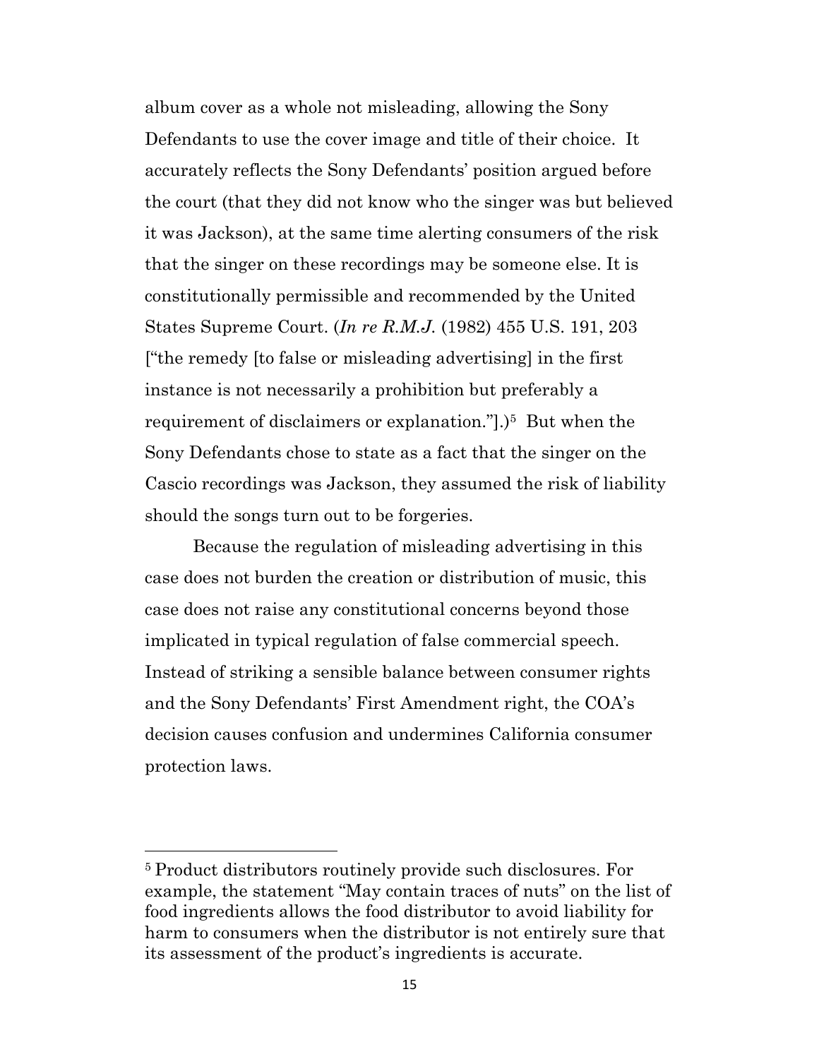album cover as a whole not misleading, allowing the Sony Defendants to use the cover image and title of their choice. It accurately reflects the Sony Defendants' position argued before the court (that they did not know who the singer was but believed it was Jackson), at the same time alerting consumers of the risk that the singer on these recordings may be someone else. It is constitutionally permissible and recommended by the United States Supreme Court. (*In re R.M.J.* (1982) 455 U.S. 191, 203 ["the remedy [to false or misleading advertising] in the first instance is not necessarily a prohibition but preferably a requirement of disclaimers or explanation."].)[5] But when the Sony Defendants chose to state as a fact that the singer on the Cascio recordings was Jackson, they assumed the risk of liability should the songs turn out to be forgeries.

Because the regulation of misleading advertising in this case does not burden the creation or distribution of music, this case does not raise any constitutional concerns beyond those implicated in typical regulation of false commercial speech. Instead of striking a sensible balance between consumer rights and the Sony Defendants' First Amendment right, the COA's decision causes confusion and undermines California consumer protection laws.

---

[5] Product distributors routinely provide such disclosures. For example, the statement "May contain traces of nuts" on the list of food ingredients allows the food distributor to avoid liability for harm to consumers when the distributor is not entirely sure that its assessment of the product's ingredients is accurate.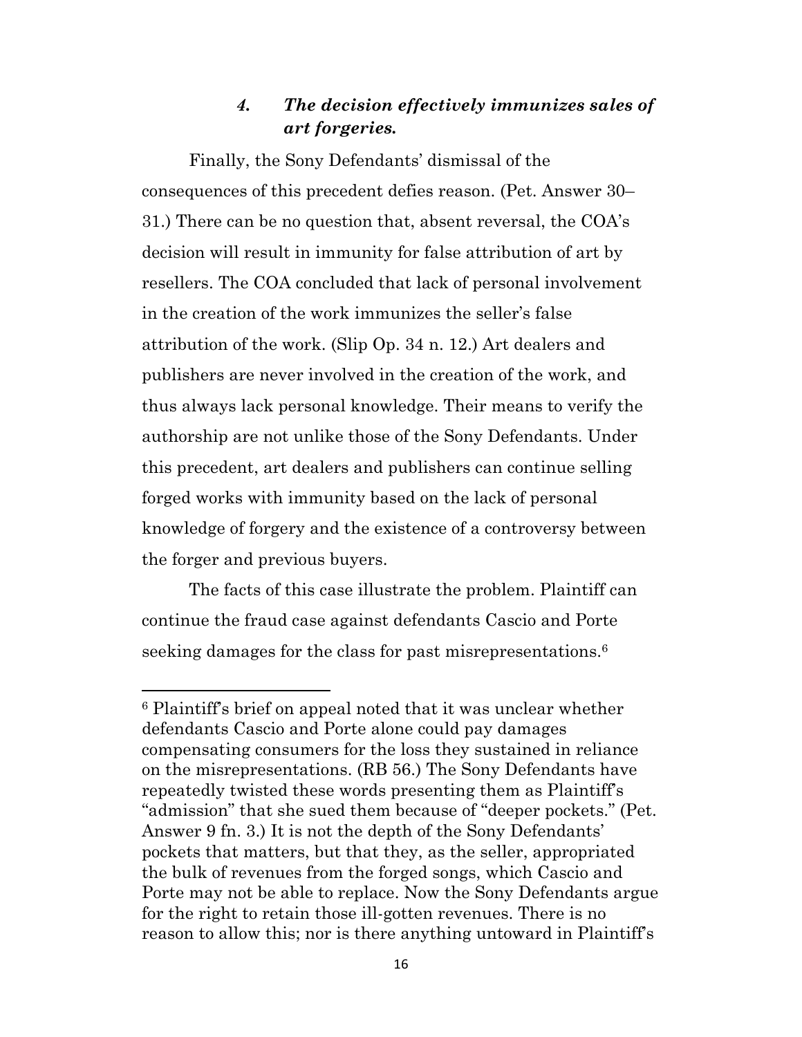#### *4. The decision effectively immunizes sales of art forgeries.*

Finally, the Sony Defendants' dismissal of the consequences of this precedent defies reason. (Pet. Answer 30–31.) There can be no question that, absent reversal, the COA's decision will result in immunity for false attribution of art by resellers. The COA concluded that lack of personal involvement in the creation of the work immunizes the seller's false attribution of the work. (Slip Op. 34 n. 12.) Art dealers and publishers are never involved in the creation of the work, and thus always lack personal knowledge. Their means to verify the authorship are not unlike those of the Sony Defendants. Under this precedent, art dealers and publishers can continue selling forged works with immunity based on the lack of personal knowledge of forgery and the existence of a controversy between the forger and previous buyers.

The facts of this case illustrate the problem. Plaintiff can continue the fraud case against defendants Cascio and Porte seeking damages for the class for past misrepresentations.[6]

---

[6] Plaintiff's brief on appeal noted that it was unclear whether defendants Cascio and Porte alone could pay damages compensating consumers for the loss they sustained in reliance on the misrepresentations. (RB 56.) The Sony Defendants have repeatedly twisted these words presenting them as Plaintiff's "admission" that she sued them because of "deeper pockets." (Pet. Answer 9 fn. 3.) It is not the depth of the Sony Defendants' pockets that matters, but that they, as the seller, appropriated the bulk of revenues from the forged songs, which Cascio and Porte may not be able to replace. Now the Sony Defendants argue for the right to retain those ill-gotten revenues. There is no reason to allow this; nor is there anything untoward in Plaintiff's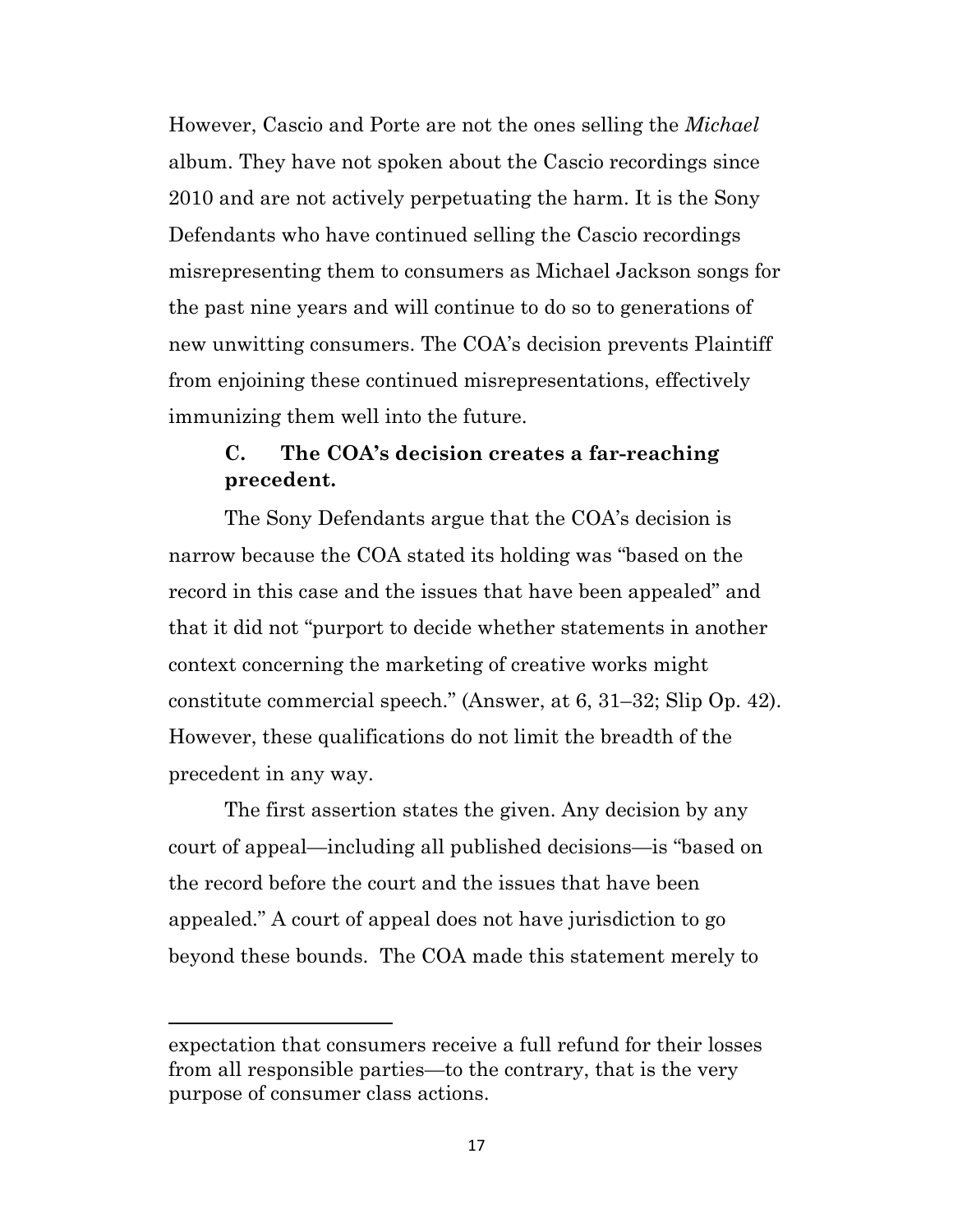However, Cascio and Porte are not the ones selling the *Michael* album. They have not spoken about the Cascio recordings since 2010 and are not actively perpetuating the harm. It is the Sony Defendants who have continued selling the Cascio recordings misrepresenting them to consumers as Michael Jackson songs for the past nine years and will continue to do so to generations of new unwitting consumers. The COA's decision prevents Plaintiff from enjoining these continued misrepresentations, effectively immunizing them well into the future.

### C. The COA's decision creates a far-reaching precedent.

The Sony Defendants argue that the COA's decision is narrow because the COA stated its holding was "based on the record in this case and the issues that have been appealed" and that it did not "purport to decide whether statements in another context concerning the marketing of creative works might constitute commercial speech." (Answer, at 6, 31–32; Slip Op. 42). However, these qualifications do not limit the breadth of the precedent in any way.

The first assertion states the given. Any decision by any court of appeal—including all published decisions—is "based on the record before the court and the issues that have been appealed." A court of appeal does not have jurisdiction to go beyond these bounds. The COA made this statement merely to

---

expectation that consumers receive a full refund for their losses from all responsible parties—to the contrary, that is the very purpose of consumer class actions.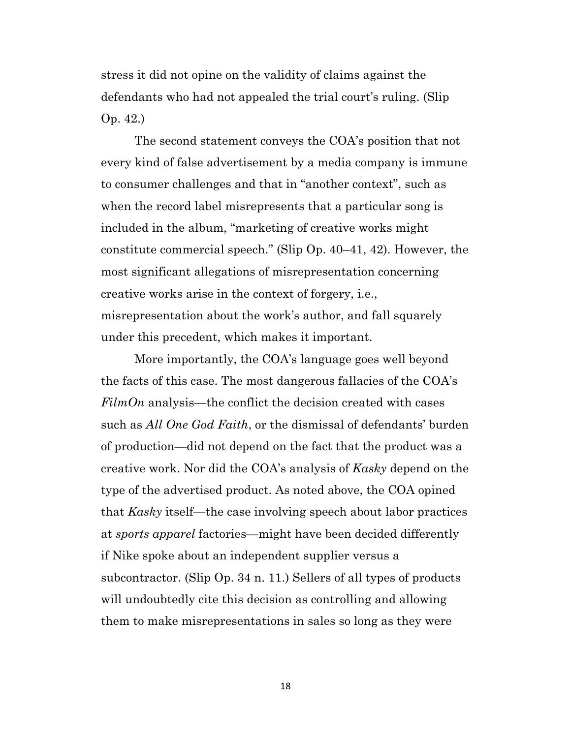stress it did not opine on the validity of claims against the defendants who had not appealed the trial court's ruling. (Slip Op. 42.)

The second statement conveys the COA's position that not every kind of false advertisement by a media company is immune to consumer challenges and that in "another context", such as when the record label misrepresents that a particular song is included in the album, "marketing of creative works might constitute commercial speech." (Slip Op. 40–41, 42). However, the most significant allegations of misrepresentation concerning creative works arise in the context of forgery, i.e., misrepresentation about the work's author, and fall squarely under this precedent, which makes it important.

More importantly, the COA's language goes well beyond the facts of this case. The most dangerous fallacies of the COA's *FilmOn* analysis—the conflict the decision created with cases such as *All One God Faith*, or the dismissal of defendants' burden of production—did not depend on the fact that the product was a creative work. Nor did the COA's analysis of *Kasky* depend on the type of the advertised product. As noted above, the COA opined that *Kasky* itself—the case involving speech about labor practices at *sports apparel* factories—might have been decided differently if Nike spoke about an independent supplier versus a subcontractor. (Slip Op. 34 n. 11.) Sellers of all types of products will undoubtedly cite this decision as controlling and allowing them to make misrepresentations in sales so long as they were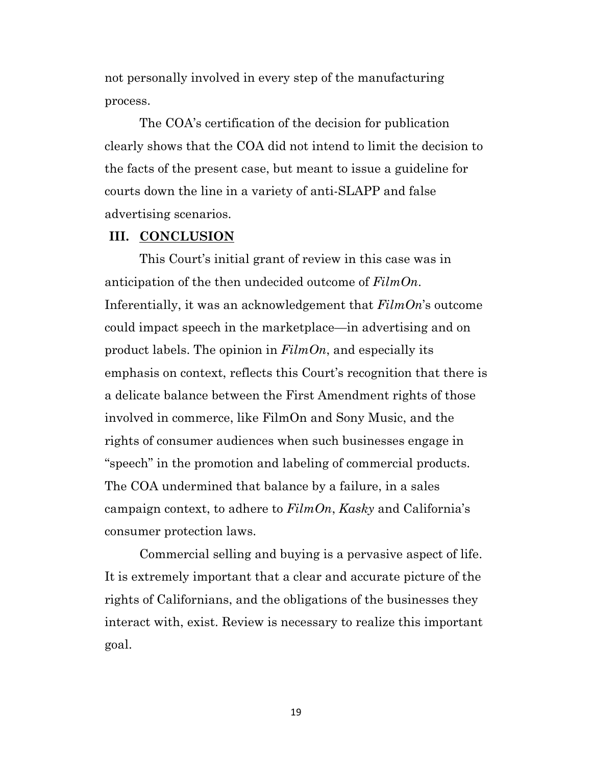not personally involved in every step of the manufacturing process.

The COA's certification of the decision for publication clearly shows that the COA did not intend to limit the decision to the facts of the present case, but meant to issue a guideline for courts down the line in a variety of anti-SLAPP and false advertising scenarios.

## III. CONCLUSION

This Court's initial grant of review in this case was in anticipation of the then undecided outcome of *FilmOn*. Inferentially, it was an acknowledgement that *FilmOn*'s outcome could impact speech in the marketplace—in advertising and on product labels. The opinion in *FilmOn*, and especially its emphasis on context, reflects this Court's recognition that there is a delicate balance between the First Amendment rights of those involved in commerce, like FilmOn and Sony Music, and the rights of consumer audiences when such businesses engage in "speech" in the promotion and labeling of commercial products. The COA undermined that balance by a failure, in a sales campaign context, to adhere to *FilmOn*, *Kasky* and California's consumer protection laws.

Commercial selling and buying is a pervasive aspect of life. It is extremely important that a clear and accurate picture of the rights of Californians, and the obligations of the businesses they interact with, exist. Review is necessary to realize this important goal.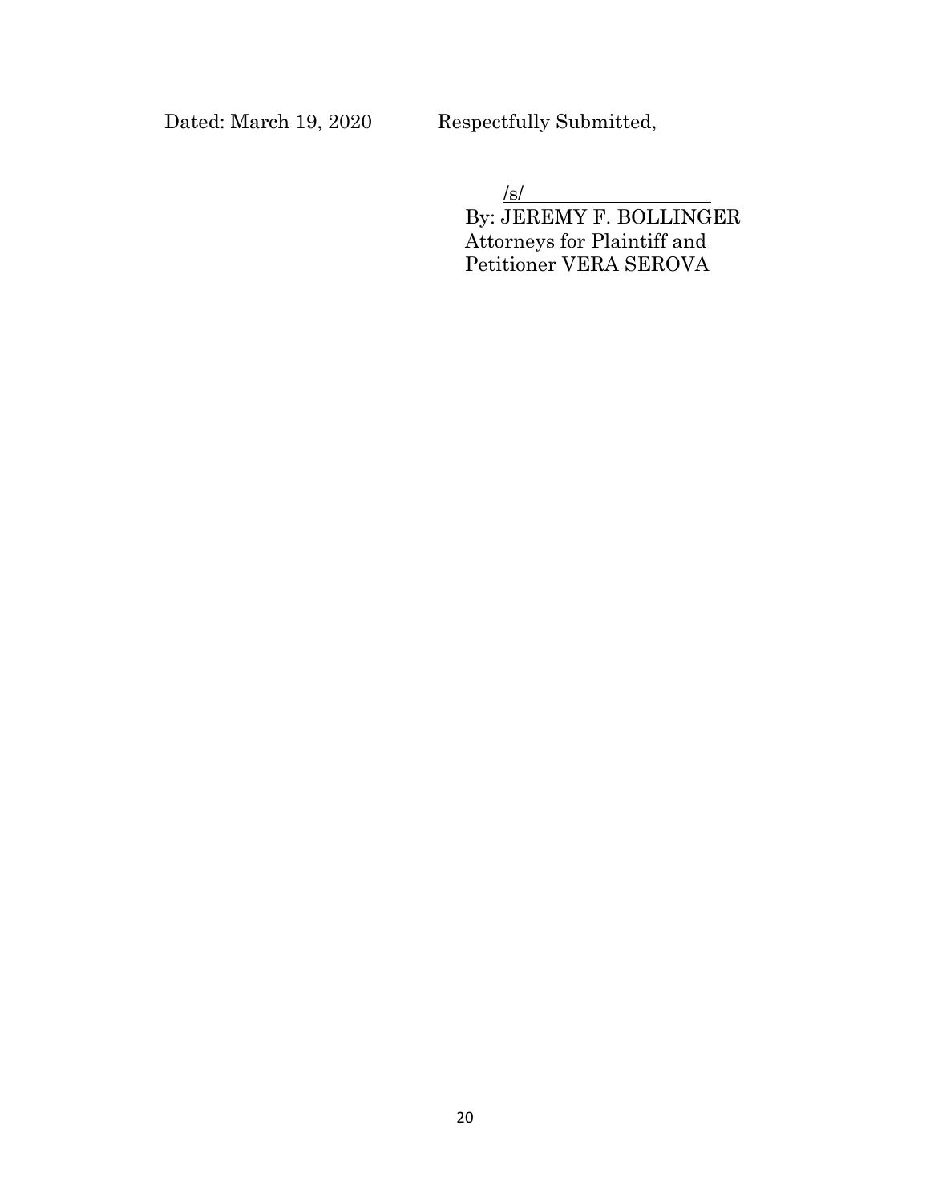Dated: March 19, 2020 Respectfully Submitted,

/s/

By: JEREMY F. BOLLINGER
Attorneys for Plaintiff and
Petitioner VERA SEROVA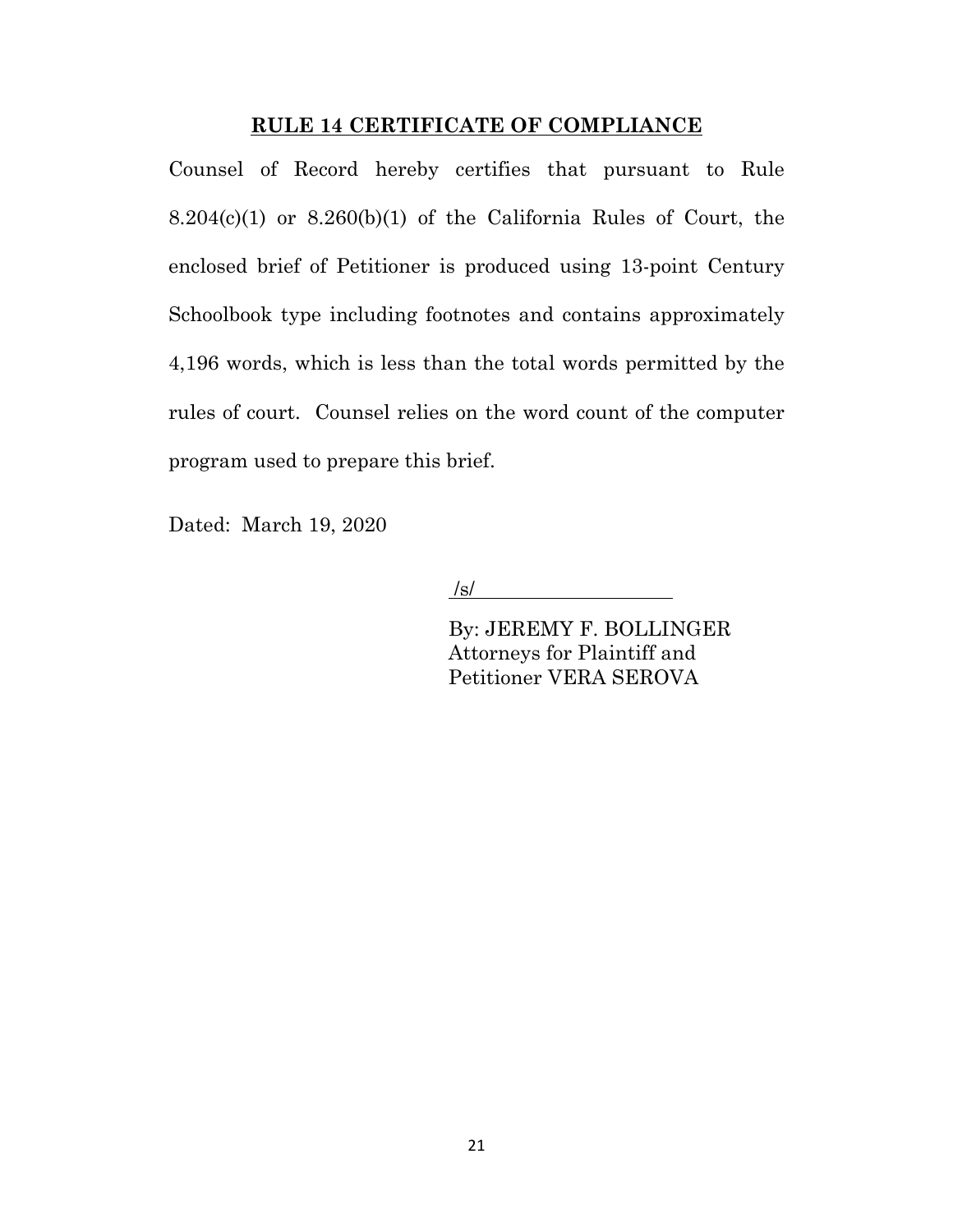**RULE 14 CERTIFICATE OF COMPLIANCE**

Counsel of Record hereby certifies that pursuant to Rule 8.204(c)(1) or 8.260(b)(1) of the California Rules of Court, the enclosed brief of Petitioner is produced using 13-point Century Schoolbook type including footnotes and contains approximately 4,196 words, which is less than the total words permitted by the rules of court. Counsel relies on the word count of the computer program used to prepare this brief.

Dated: March 19, 2020

/s/

By: JEREMY F. BOLLINGER
Attorneys for Plaintiff and
Petitioner VERA SEROVA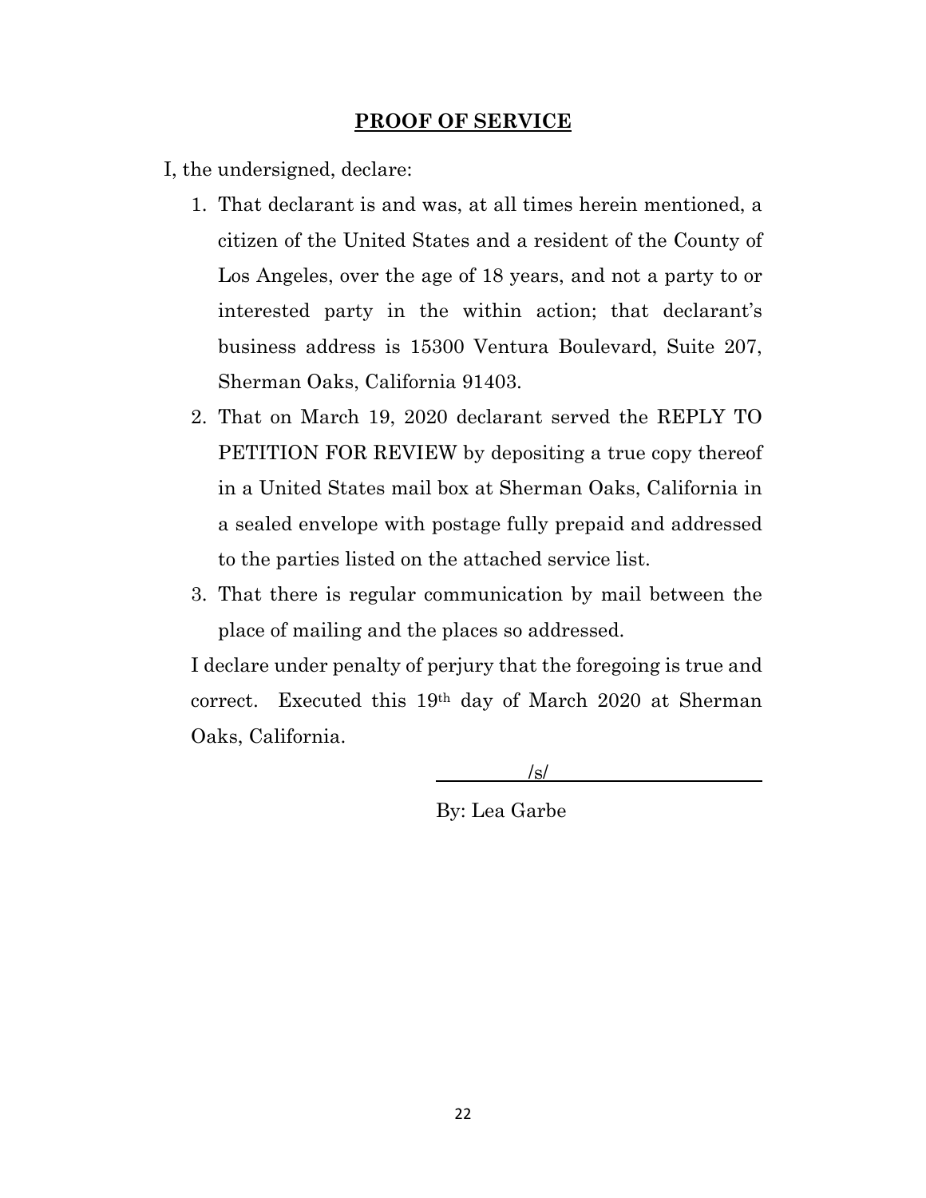## PROOF OF SERVICE

I, the undersigned, declare:

1. That declarant is and was, at all times herein mentioned, a citizen of the United States and a resident of the County of Los Angeles, over the age of 18 years, and not a party to or interested party in the within action; that declarant's business address is 15300 Ventura Boulevard, Suite 207, Sherman Oaks, California 91403.
2. That on March 19, 2020 declarant served the REPLY TO PETITION FOR REVIEW by depositing a true copy thereof in a United States mail box at Sherman Oaks, California in a sealed envelope with postage fully prepaid and addressed to the parties listed on the attached service list.
3. That there is regular communication by mail between the place of mailing and the places so addressed.

I declare under penalty of perjury that the foregoing is true and correct. Executed this 19th day of March 2020 at Sherman Oaks, California.

/s/

By: Lea Garbe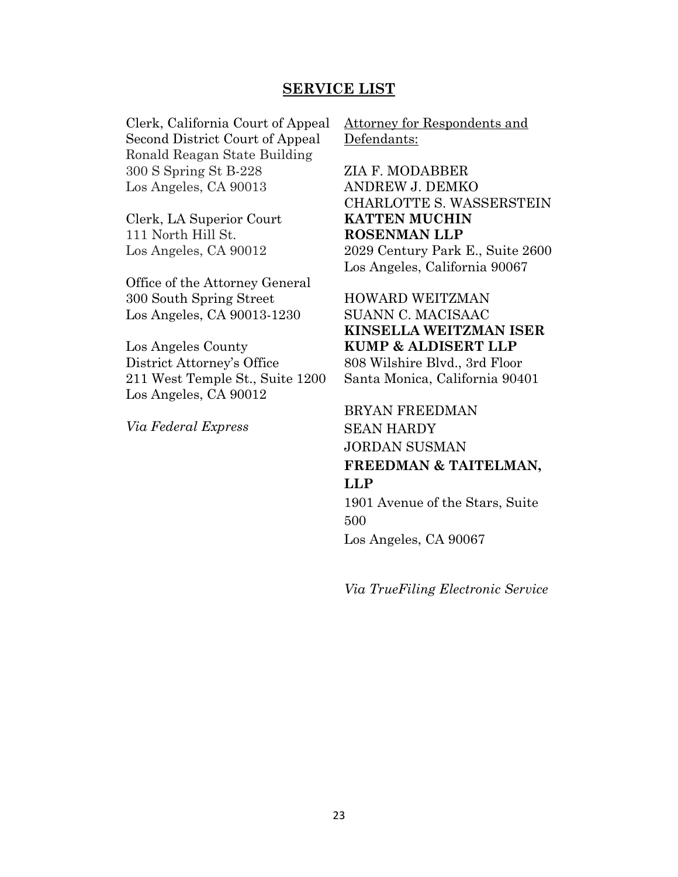## SERVICE LIST

Clerk, California Court of Appeal
Second District Court of Appeal
Ronald Reagan State Building
300 S Spring St B-228
Los Angeles, CA 90013

Clerk, LA Superior Court
111 North Hill St.
Los Angeles, CA 90012

Office of the Attorney General
300 South Spring Street
Los Angeles, CA 90013-1230

Los Angeles County
District Attorney's Office
211 West Temple St., Suite 1200
Los Angeles, CA 90012

*Via Federal Express*

<u>Attorney for Respondents and Defendants:</u>

ZIA F. MODABBER
ANDREW J. DEMKO
CHARLOTTE S. WASSERSTEIN
**KATTEN MUCHIN ROSENMAN LLP**
2029 Century Park E., Suite 2600
Los Angeles, California 90067

HOWARD WEITZMAN
SUANN C. MACISAAC
**KINSELLA WEITZMAN ISER KUMP & ALDISERT LLP**
808 Wilshire Blvd., 3rd Floor
Santa Monica, California 90401

BRYAN FREEDMAN
SEAN HARDY
JORDAN SUSMAN
**FREEDMAN & TAITELMAN, LLP**
1901 Avenue of the Stars, Suite 500
Los Angeles, CA 90067

*Via TrueFiling Electronic Service*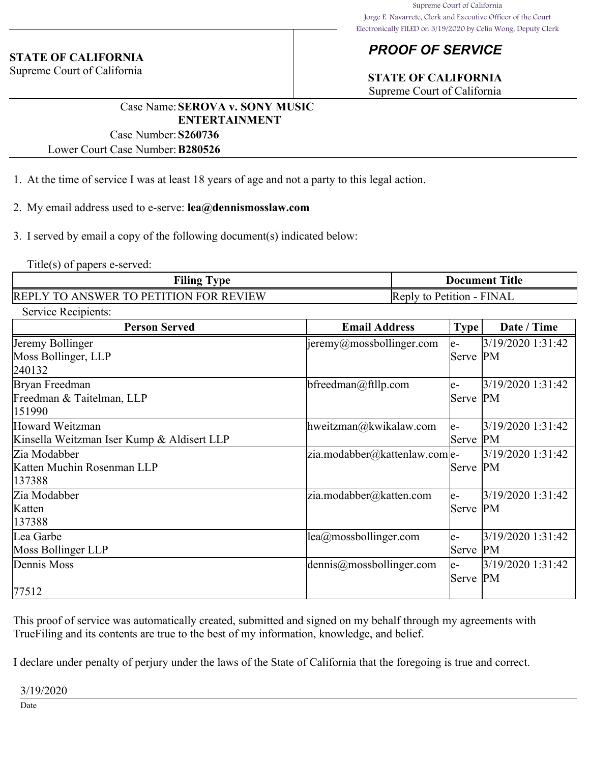Supreme Court of California
Jorge E. Navarrete, Clerk and Executive Officer of the Court
Electronically FILED on 3/19/2020 by Celia Wong, Deputy Clerk

**STATE OF CALIFORNIA**
Supreme Court of California

## *PROOF OF SERVICE*

**STATE OF CALIFORNIA**
Supreme Court of California

Case Name: **SEROVA v. SONY MUSIC ENTERTAINMENT**
Case Number: **S260736**
Lower Court Case Number: **B280526**

1. At the time of service I was at least 18 years of age and not a party to this legal action.

2. My email address used to e-serve: **lea@dennismosslaw.com**

3. I served by email a copy of the following document(s) indicated below:

Title(s) of papers e-served:

| Filing Type | Document Title |
|---|---|
| REPLY TO ANSWER TO PETITION FOR REVIEW | Reply to Petition - FINAL |

Service Recipients:

| Person Served | Email Address | Type | Date / Time |
|---|---|---|---|
| Jeremy Bollinger<br>Moss Bollinger, LLP<br>240132 | jeremy@mossbollinger.com | e-Serve | 3/19/2020 1:31:42 PM |
| Bryan Freedman<br>Freedman & Taitelman, LLP<br>151990 | bfreedman@ftllp.com | e-Serve | 3/19/2020 1:31:42 PM |
| Howard Weitzman<br>Kinsella Weitzman Iser Kump & Aldisert LLP | hweitzman@kwikalaw.com | e-Serve | 3/19/2020 1:31:42 PM |
| Zia Modabber<br>Katten Muchin Rosenman LLP<br>137388 | zia.modabber@kattenlaw.com | e-Serve | 3/19/2020 1:31:42 PM |
| Zia Modabber<br>Katten<br>137388 | zia.modabber@katten.com | e-Serve | 3/19/2020 1:31:42 PM |
| Lea Garbe<br>Moss Bollinger LLP | lea@mossbollinger.com | e-Serve | 3/19/2020 1:31:42 PM |
| Dennis Moss<br><br>77512 | dennis@mossbollinger.com | e-Serve | 3/19/2020 1:31:42 PM |

This proof of service was automatically created, submitted and signed on my behalf through my agreements with TrueFiling and its contents are true to the best of my information, knowledge, and belief.

I declare under penalty of perjury under the laws of the State of California that the foregoing is true and correct.

3/19/2020

Date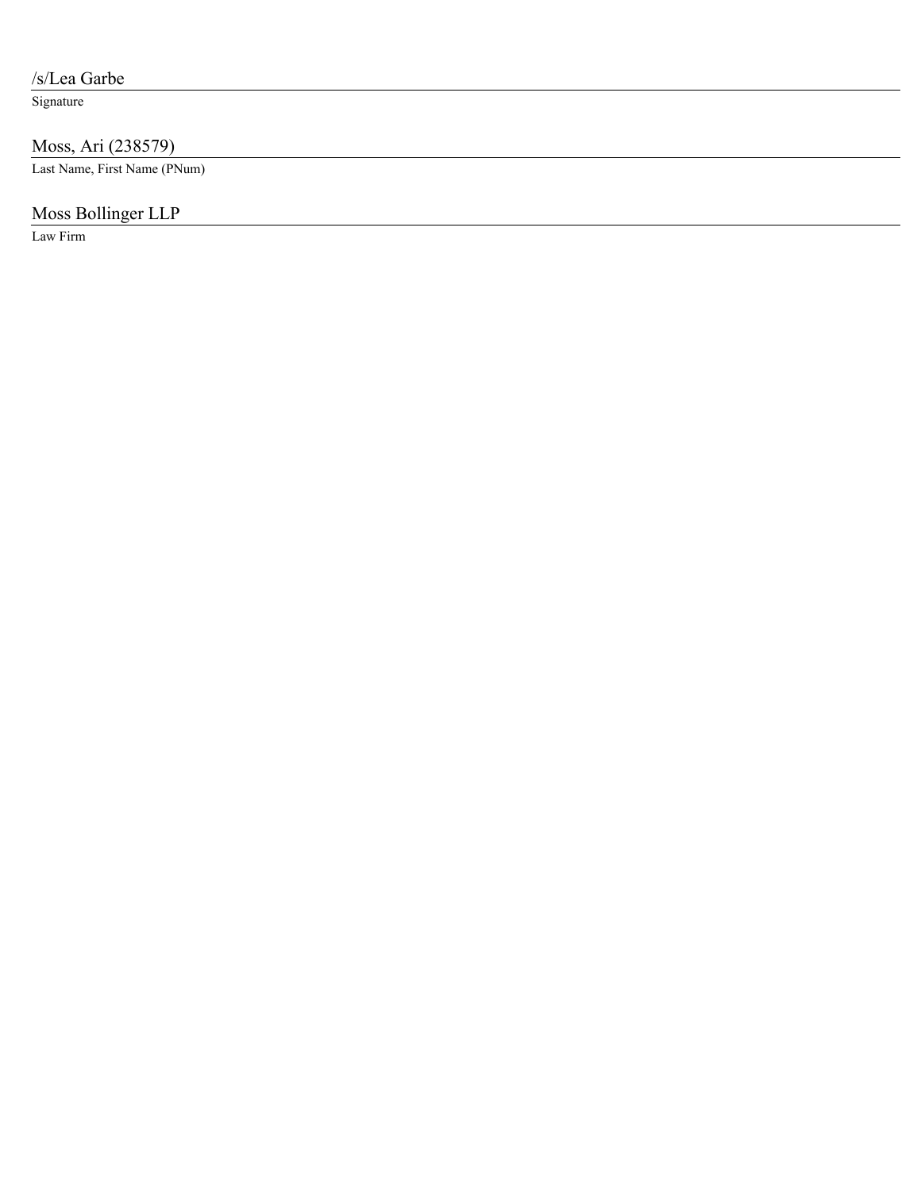/s/Lea Garbe

Signature

Moss, Ari (238579)

Last Name, First Name (PNum)

Moss Bollinger LLP

Law Firm